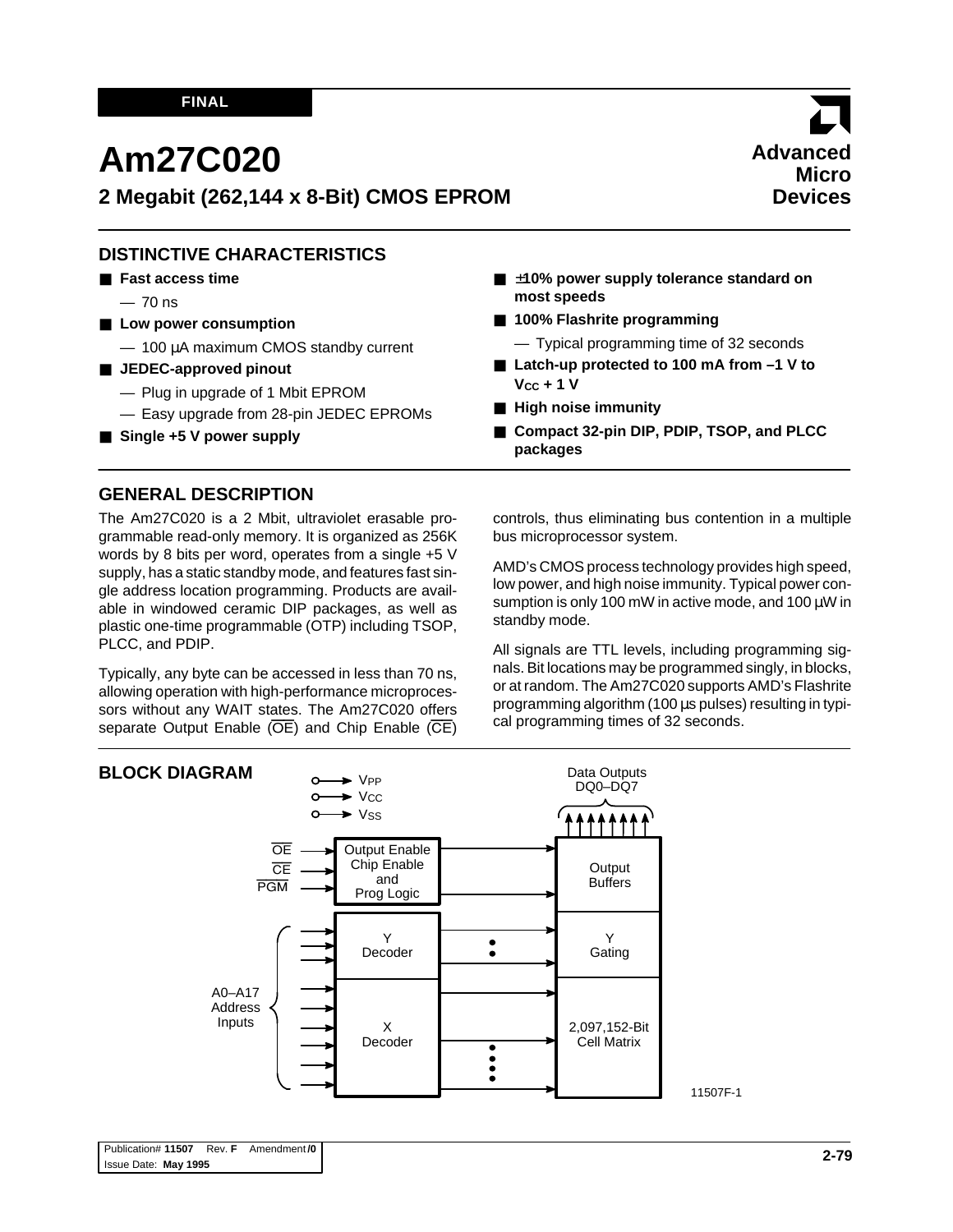FINAL

# Am27C020

## 2 Megabit (262,144 x 8-Bit) CMOS EPROM

Advanced Micro Devices

## DISTINCTIVE CHARACTERISTICS

- **Fast access time**
  - 70 ns
- **Low power consumption**
  - 100 µA maximum CMOS standby current
- **JEDEC-approved pinout**
  - Plug in upgrade of 1 Mbit EPROM
  - Easy upgrade from 28-pin JEDEC EPROMs
- **Single +5 V power supply**
- **±10% power supply tolerance standard on most speeds**
- **100% Flashrite programming**
  - Typical programming time of 32 seconds
- **Latch-up protected to 100 mA from –1 V to $V_{CC}$ + 1 V**
- **High noise immunity**
- **Compact 32-pin DIP, PDIP, TSOP, and PLCC packages**

## GENERAL DESCRIPTION

The Am27C020 is a 2 Mbit, ultraviolet erasable programmable read-only memory. It is organized as 256K words by 8 bits per word, operates from a single +5 V supply, has a static standby mode, and features fast single address location programming. Products are available in windowed ceramic DIP packages, as well as plastic one-time programmable (OTP) including TSOP, PLCC, and PDIP.

Typically, any byte can be accessed in less than 70 ns, allowing operation with high-performance microprocessors without any WAIT states. The Am27C020 offers separate Output Enable ($\overline{OE}$) and Chip Enable ($\overline{CE}$) controls, thus eliminating bus contention in a multiple bus microprocessor system.

AMD's CMOS process technology provides high speed, low power, and high noise immunity. Typical power consumption is only 100 mW in active mode, and 100 µW in standby mode.

All signals are TTL levels, including programming signals. Bit locations may be programmed singly, in blocks, or at random. The Am27C020 supports AMD's Flashrite programming algorithm (100 µs pulses) resulting in typical programming times of 32 seconds.

## BLOCK DIAGRAM

11507F-1

Publication# **11507** Rev. **F** Amendment **/0**
Issue Date: **May 1995**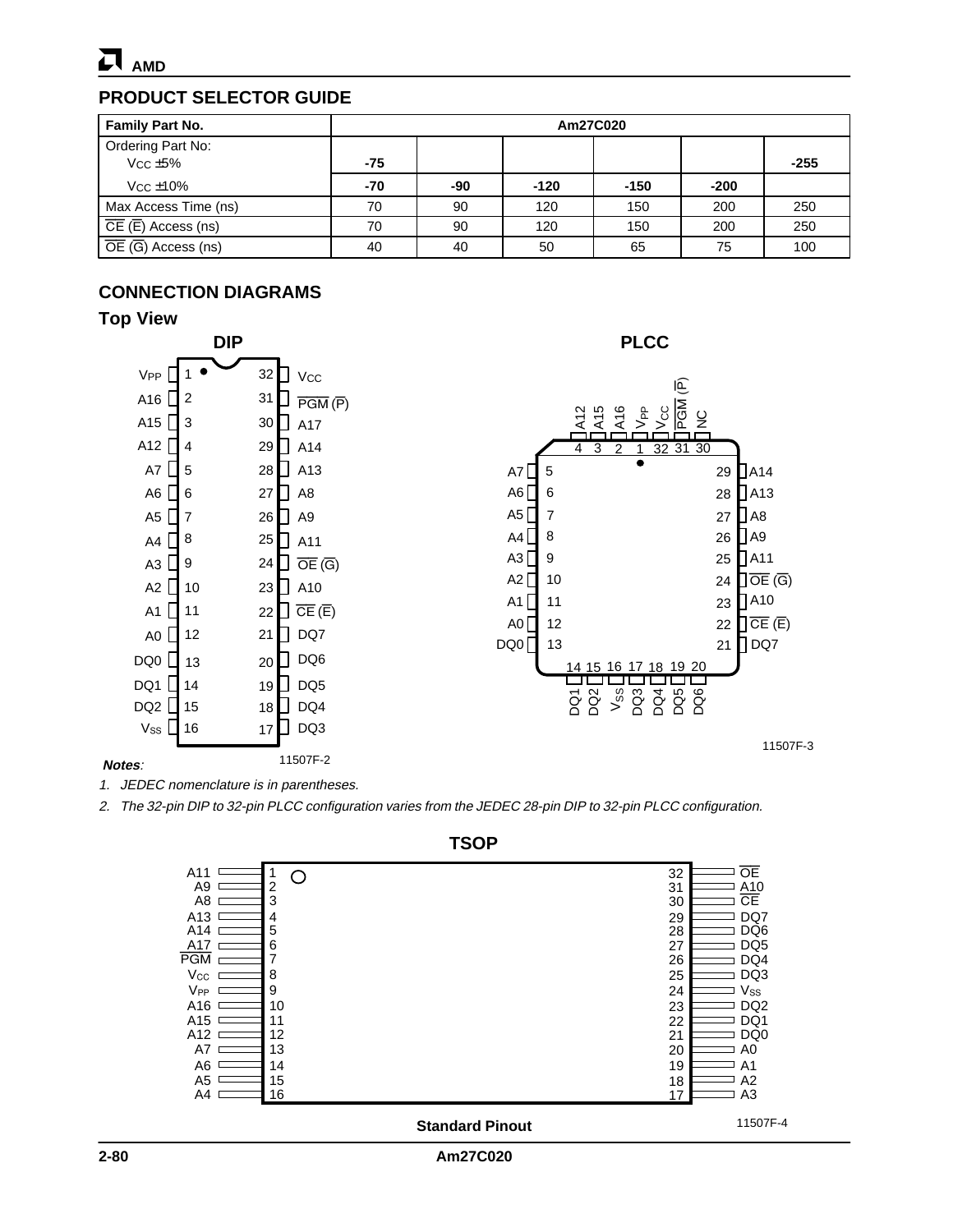## PRODUCT SELECTOR GUIDE

| Family Part No. | Am27C020 | | | | | |
|---|---|---|---|---|---|---|
| Ordering Part No: $V_{CC}$ ±5% | -75 | | | | | -255 |
| $V_{CC}$ ±10% | -70 | -90 | -120 | -150 | -200 | |
| Max Access Time (ns) | 70 | 90 | 120 | 150 | 200 | 250 |
| $\overline{CE}$ ($\overline{E}$) Access (ns) | 70 | 90 | 120 | 150 | 200 | 250 |
| $\overline{OE}$ ($\overline{G}$) Access (ns) | 40 | 40 | 50 | 65 | 75 | 100 |

## CONNECTION DIAGRAMS

### Top View

**DIP**

| Pin | Signal | Pin | Signal |
|---|---|---|---|
| 1 | $V_{PP}$ | 32 | $V_{CC}$ |
| 2 | A16 | 31 | $\overline{PGM}$ ($\overline{P}$) |
| 3 | A15 | 30 | A17 |
| 4 | A12 | 29 | A14 |
| 5 | A7 | 28 | A13 |
| 6 | A6 | 27 | A8 |
| 7 | A5 | 26 | A9 |
| 8 | A4 | 25 | A11 |
| 9 | A3 | 24 | $\overline{OE}$ ($\overline{G}$) |
| 10 | A2 | 23 | A10 |
| 11 | A1 | 22 | $\overline{CE}$ ($\overline{E}$) |
| 12 | A0 | 21 | DQ7 |
| 13 | DQ0 | 20 | DQ6 |
| 14 | DQ1 | 19 | DQ5 |
| 15 | DQ2 | 18 | DQ4 |
| 16 | $V_{SS}$ | 17 | DQ3 |

11507F-2

**PLCC**

| Pin | Signal | Pin | Signal |
|---|---|---|---|
| 1 | $V_{PP}$ | 17 | DQ3 |
| 2 | A16 | 18 | DQ4 |
| 3 | A15 | 19 | DQ5 |
| 4 | A12 | 20 | DQ6 |
| 5 | A7 | 21 | DQ7 |
| 6 | A6 | 22 | $\overline{CE}$ ($\overline{E}$) |
| 7 | A5 | 23 | A10 |
| 8 | A4 | 24 | $\overline{OE}$ ($\overline{G}$) |
| 9 | A3 | 25 | A11 |
| 10 | A2 | 26 | A9 |
| 11 | A1 | 27 | A8 |
| 12 | A0 | 28 | A13 |
| 13 | DQ0 | 29 | A14 |
| 14 | DQ1 | 30 | NC |
| 15 | DQ2 | 31 | $\overline{PGM}$ ($\overline{P}$) |
| 16 | $V_{SS}$ | 32 | $V_{CC}$ |

11507F-3

***Notes:***

1. *JEDEC nomenclature is in parentheses.*
2. *The 32-pin DIP to 32-pin PLCC configuration varies from the JEDEC 28-pin DIP to 32-pin PLCC configuration.*

**TSOP**

| Pin | Signal | Pin | Signal |
|---|---|---|---|
| 1 | A11 | 32 | $\overline{OE}$ |
| 2 | A9 | 31 | A10 |
| 3 | A8 | 30 | $\overline{CE}$ |
| 4 | A13 | 29 | DQ7 |
| 5 | A14 | 28 | DQ6 |
| 6 | A17 | 27 | DQ5 |
| 7 | $\overline{PGM}$ | 26 | DQ4 |
| 8 | $V_{CC}$ | 25 | DQ3 |
| 9 | $V_{PP}$ | 24 | $V_{SS}$ |
| 10 | A16 | 23 | DQ2 |
| 11 | A15 | 22 | DQ1 |
| 12 | A12 | 21 | DQ0 |
| 13 | A7 | 20 | A0 |
| 14 | A6 | 19 | A1 |
| 15 | A5 | 18 | A2 |
| 16 | A4 | 17 | A3 |

**Standard Pinout**

11507F-4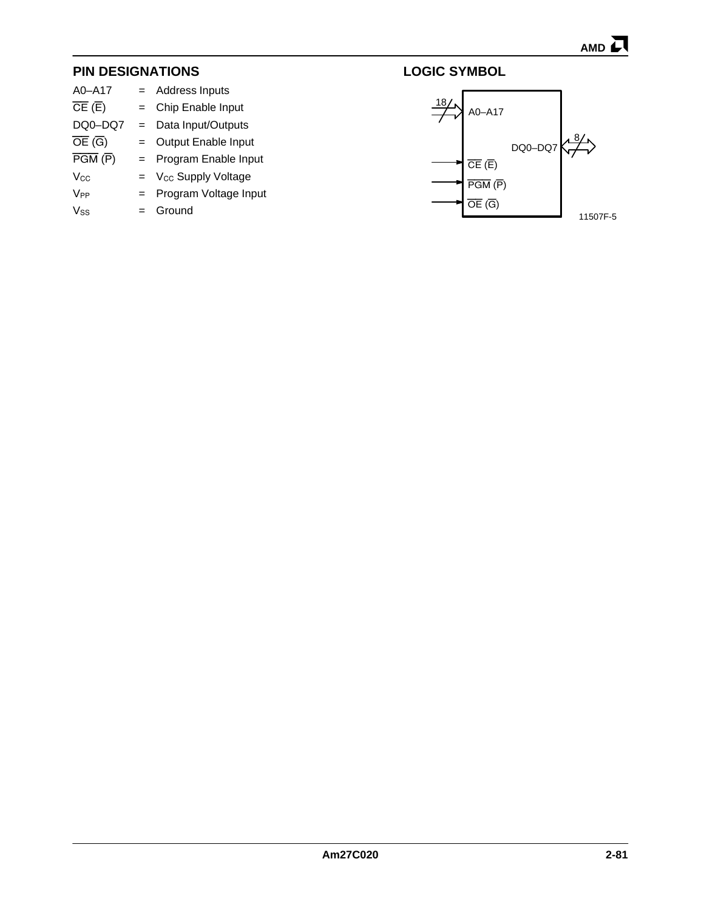## PIN DESIGNATIONS

| | | |
|---|---|---|
| A0–A17 | = | Address Inputs |
| $\overline{CE}$ ($\overline{E}$) | = | Chip Enable Input |
| DQ0–DQ7 | = | Data Input/Outputs |
| $\overline{OE}$ ($\overline{G}$) | = | Output Enable Input |
| $\overline{PGM}$ ($\overline{P}$) | = | Program Enable Input |
| $V_{CC}$ | = | $V_{CC}$ Supply Voltage |
| $V_{PP}$ | = | Program Voltage Input |
| $V_{SS}$ | = | Ground |

## LOGIC SYMBOL

18 A0–A17

8 DQ0–DQ7

$\overline{CE}$ ($\overline{E}$)

$\overline{PGM}$ ($\overline{P}$)

$\overline{OE}$ ($\overline{G}$)

11507F-5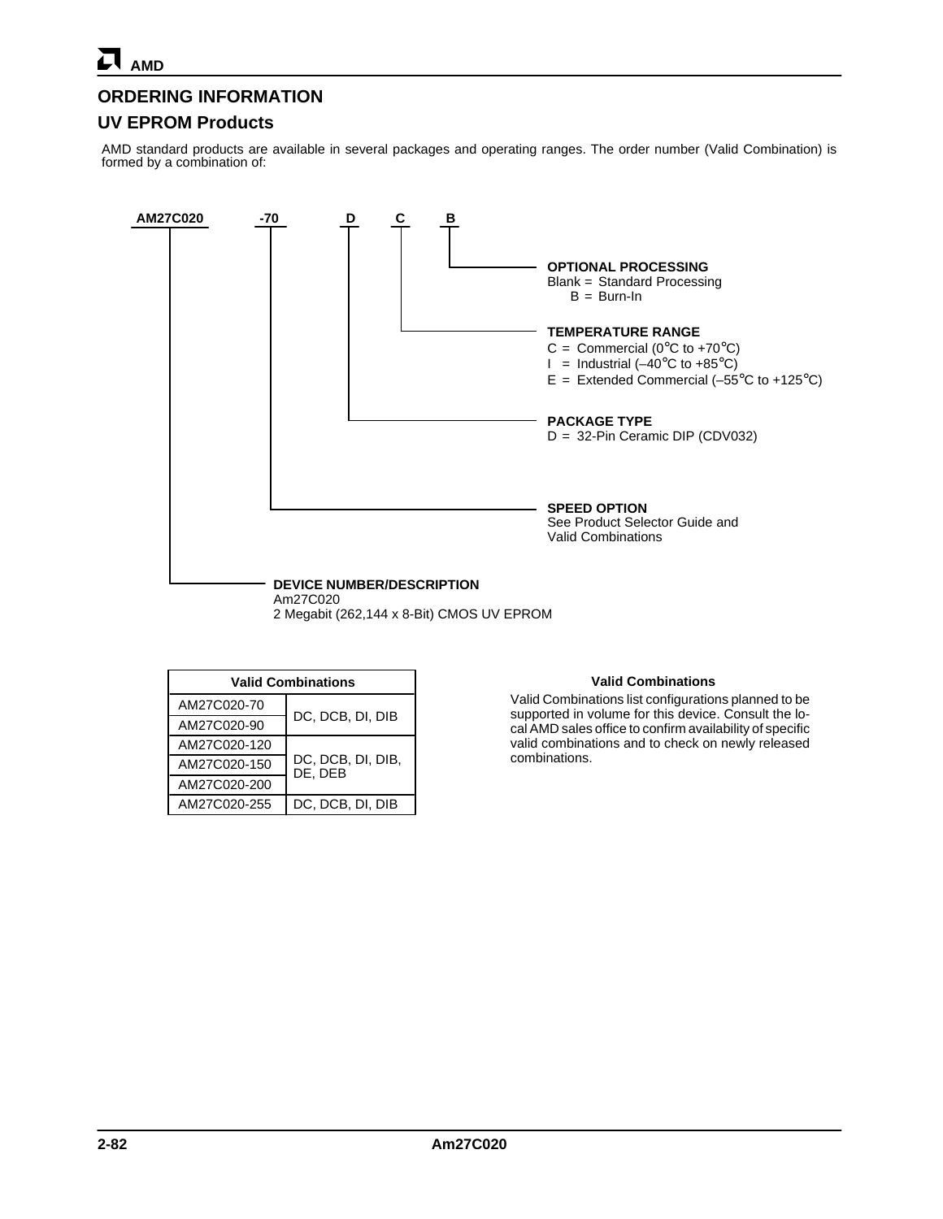## ORDERING INFORMATION

## UV EPROM Products

AMD standard products are available in several packages and operating ranges. The order number (Valid Combination) is formed by a combination of:

**AM27C020 -70 D C B**

**OPTIONAL PROCESSING**
Blank = Standard Processing
B = Burn-In

**TEMPERATURE RANGE**
C = Commercial (0°C to +70°C)
I = Industrial (–40°C to +85°C)
E = Extended Commercial (–55°C to +125°C)

**PACKAGE TYPE**
D = 32-Pin Ceramic DIP (CDV032)

**SPEED OPTION**
See Product Selector Guide and Valid Combinations

**DEVICE NUMBER/DESCRIPTION**
Am27C020
2 Megabit (262,144 x 8-Bit) CMOS UV EPROM

| Valid Combinations | |
|---|---|
| AM27C020-70 | DC, DCB, DI, DIB |
| AM27C020-90 | DC, DCB, DI, DIB |
| AM27C020-120 | DC, DCB, DI, DIB, DE, DEB |
| AM27C020-150 | DC, DCB, DI, DIB, DE, DEB |
| AM27C020-200 | DC, DCB, DI, DIB, DE, DEB |
| AM27C020-255 | DC, DCB, DI, DIB |

**Valid Combinations**

Valid Combinations list configurations planned to be supported in volume for this device. Consult the local AMD sales office to confirm availability of specific valid combinations and to check on newly released combinations.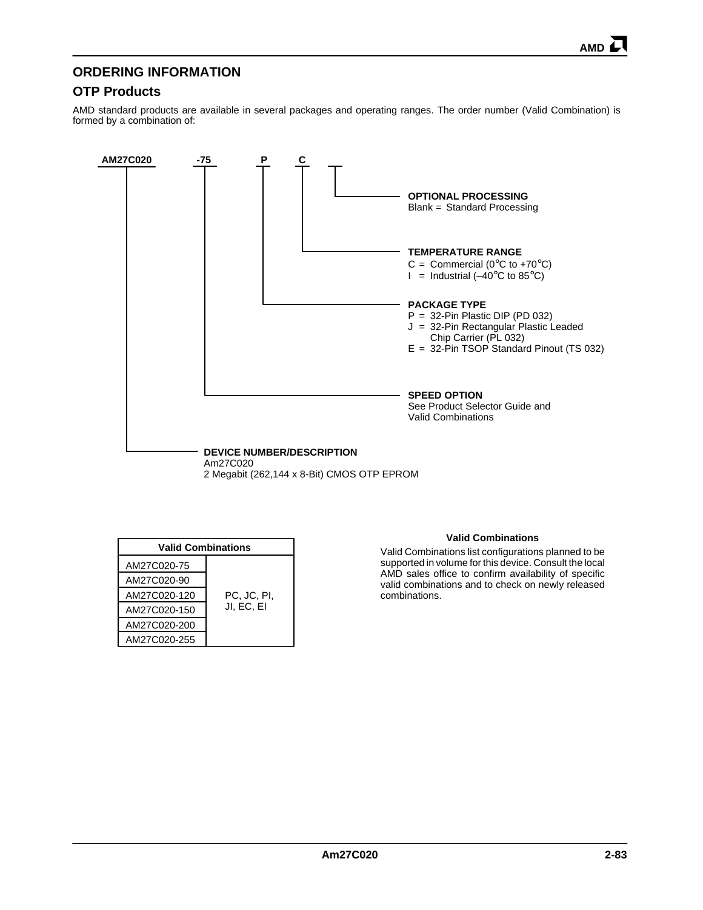## ORDERING INFORMATION

### OTP Products

AMD standard products are available in several packages and operating ranges. The order number (Valid Combination) is formed by a combination of:

**AM27C020** **-75** **P** **C** __

**OPTIONAL PROCESSING**
Blank = Standard Processing

**TEMPERATURE RANGE**
C = Commercial (0°C to +70°C)
I = Industrial (–40°C to 85°C)

**PACKAGE TYPE**
P = 32-Pin Plastic DIP (PD 032)
J = 32-Pin Rectangular Plastic Leaded Chip Carrier (PL 032)
E = 32-Pin TSOP Standard Pinout (TS 032)

**SPEED OPTION**
See Product Selector Guide and Valid Combinations

**DEVICE NUMBER/DESCRIPTION**
Am27C020
2 Megabit (262,144 x 8-Bit) CMOS OTP EPROM

| Valid Combinations | |
|---|---|
| AM27C020-75 | PC, JC, PI, JI, EC, EI |
| AM27C020-90 | |
| AM27C020-120 | |
| AM27C020-150 | |
| AM27C020-200 | |
| AM27C020-255 | |

**Valid Combinations**

Valid Combinations list configurations planned to be supported in volume for this device. Consult the local AMD sales office to confirm availability of specific valid combinations and to check on newly released combinations.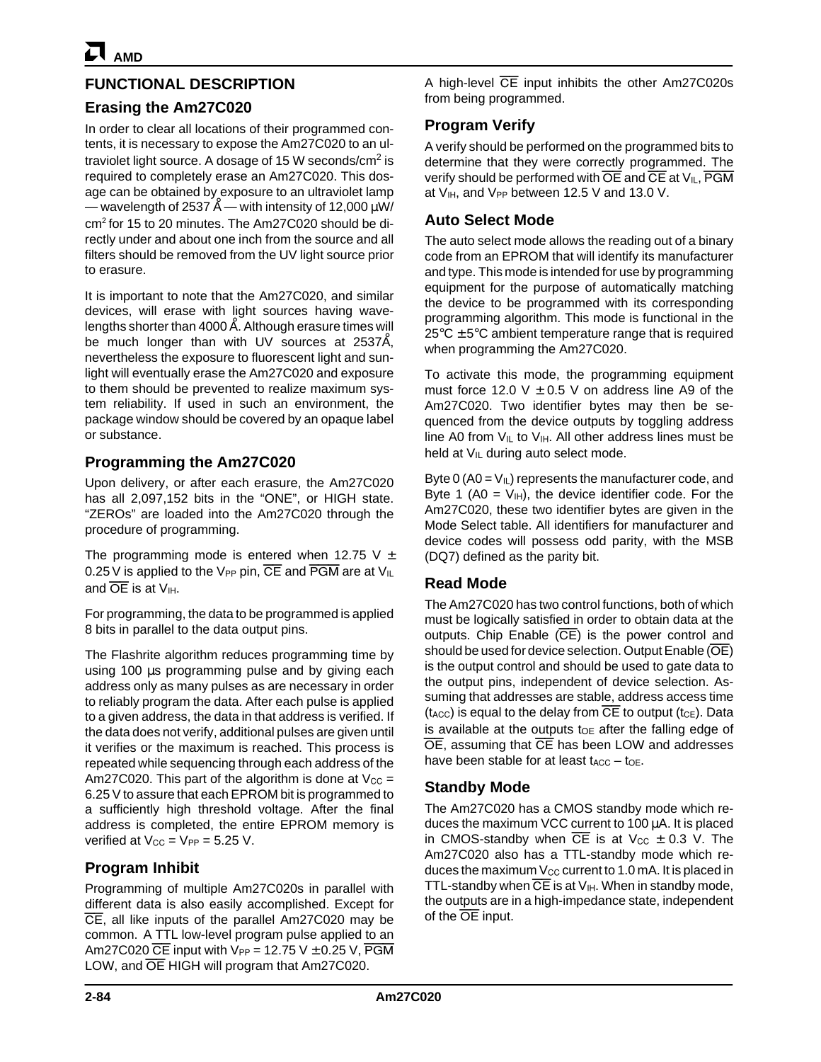## FUNCTIONAL DESCRIPTION

### Erasing the Am27C020

In order to clear all locations of their programmed contents, it is necessary to expose the Am27C020 to an ultraviolet light source. A dosage of 15 W seconds/cm$^2$ is required to completely erase an Am27C020. This dosage can be obtained by exposure to an ultraviolet lamp — wavelength of 2537 Å — with intensity of 12,000 μW/cm$^2$ for 15 to 20 minutes. The Am27C020 should be directly under and about one inch from the source and all filters should be removed from the UV light source prior to erasure.

It is important to note that the Am27C020, and similar devices, will erase with light sources having wavelengths shorter than 4000 Å. Although erasure times will be much longer than with UV sources at 2537Å, nevertheless the exposure to fluorescent light and sunlight will eventually erase the Am27C020 and exposure to them should be prevented to realize maximum system reliability. If used in such an environment, the package window should be covered by an opaque label or substance.

### Programming the Am27C020

Upon delivery, or after each erasure, the Am27C020 has all 2,097,152 bits in the "ONE", or HIGH state. "ZEROs" are loaded into the Am27C020 through the procedure of programming.

The programming mode is entered when 12.75 V ± 0.25 V is applied to the $V_{PP}$ pin, $\overline{CE}$ and $\overline{PGM}$ are at $V_{IL}$ and $\overline{OE}$ is at $V_{IH}$.

For programming, the data to be programmed is applied 8 bits in parallel to the data output pins.

The Flashrite algorithm reduces programming time by using 100 μs programming pulse and by giving each address only as many pulses as are necessary in order to reliably program the data. After each pulse is applied to a given address, the data in that address is verified. If the data does not verify, additional pulses are given until it verifies or the maximum is reached. This process is repeated while sequencing through each address of the Am27C020. This part of the algorithm is done at $V_{CC}$ = 6.25 V to assure that each EPROM bit is programmed to a sufficiently high threshold voltage. After the final address is completed, the entire EPROM memory is verified at $V_{CC}$ = $V_{PP}$ = 5.25 V.

### Program Inhibit

Programming of multiple Am27C020s in parallel with different data is also easily accomplished. Except for $\overline{CE}$, all like inputs of the parallel Am27C020 may be common. A TTL low-level program pulse applied to an Am27C020 $\overline{CE}$ input with $V_{PP}$ = 12.75 V ± 0.25 V, $\overline{PGM}$ LOW, and $\overline{OE}$ HIGH will program that Am27C020.

A high-level $\overline{CE}$ input inhibits the other Am27C020s from being programmed.

### Program Verify

A verify should be performed on the programmed bits to determine that they were correctly programmed. The verify should be performed with $\overline{OE}$ and $\overline{CE}$ at $V_{IL}$, $\overline{PGM}$ at $V_{IH}$, and $V_{PP}$ between 12.5 V and 13.0 V.

### Auto Select Mode

The auto select mode allows the reading out of a binary code from an EPROM that will identify its manufacturer and type. This mode is intended for use by programming equipment for the purpose of automatically matching the device to be programmed with its corresponding programming algorithm. This mode is functional in the 25°C ± 5°C ambient temperature range that is required when programming the Am27C020.

To activate this mode, the programming equipment must force 12.0 V ± 0.5 V on address line A9 of the Am27C020. Two identifier bytes may then be sequenced from the device outputs by toggling address line A0 from $V_{IL}$ to $V_{IH}$. All other address lines must be held at $V_{IL}$ during auto select mode.

Byte 0 (A0 = $V_{IL}$) represents the manufacturer code, and Byte 1 (A0 = $V_{IH}$), the device identifier code. For the Am27C020, these two identifier bytes are given in the Mode Select table. All identifiers for manufacturer and device codes will possess odd parity, with the MSB (DQ7) defined as the parity bit.

### Read Mode

The Am27C020 has two control functions, both of which must be logically satisfied in order to obtain data at the outputs. Chip Enable ($\overline{CE}$) is the power control and should be used for device selection. Output Enable ($\overline{OE}$) is the output control and should be used to gate data to the output pins, independent of device selection. Assuming that addresses are stable, address access time ($t_{ACC}$) is equal to the delay from $\overline{CE}$ to output ($t_{CE}$). Data is available at the outputs $t_{OE}$ after the falling edge of $\overline{OE}$, assuming that $\overline{CE}$ has been LOW and addresses have been stable for at least $t_{ACC} - t_{OE}$.

### Standby Mode

The Am27C020 has a CMOS standby mode which reduces the maximum VCC current to 100 μA. It is placed in CMOS-standby when $\overline{CE}$ is at $V_{CC}$ ± 0.3 V. The Am27C020 also has a TTL-standby mode which reduces the maximum $V_{CC}$ current to 1.0 mA. It is placed in TTL-standby when $\overline{CE}$ is at $V_{IH}$. When in standby mode, the outputs are in a high-impedance state, independent of the $\overline{OE}$ input.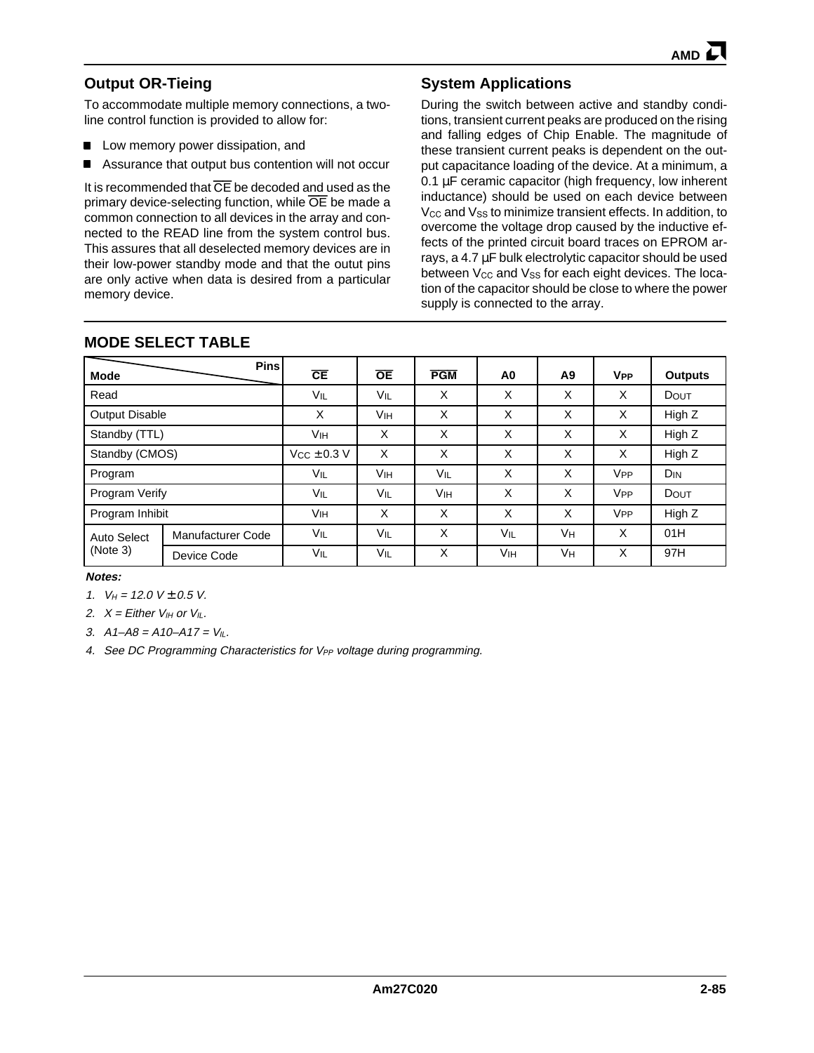## Output OR-Tieing

To accommodate multiple memory connections, a two-line control function is provided to allow for:

- Low memory power dissipation, and
- Assurance that output bus contention will not occur

It is recommended that $\overline{CE}$ be decoded and used as the primary device-selecting function, while $\overline{OE}$ be made a common connection to all devices in the array and connected to the READ line from the system control bus. This assures that all deselected memory devices are in their low-power standby mode and that the outut pins are only active when data is desired from a particular memory device.

## System Applications

During the switch between active and standby conditions, transient current peaks are produced on the rising and falling edges of Chip Enable. The magnitude of these transient current peaks is dependent on the output capacitance loading of the device. At a minimum, a 0.1 µF ceramic capacitor (high frequency, low inherent inductance) should be used on each device between $V_{CC}$ and $V_{SS}$ to minimize transient effects. In addition, to overcome the voltage drop caused by the inductive effects of the printed circuit board traces on EPROM arrays, a 4.7 µF bulk electrolytic capacitor should be used between $V_{CC}$ and $V_{SS}$ for each eight devices. The location of the capacitor should be close to where the power supply is connected to the array.

## MODE SELECT TABLE

| Mode \ Pins | | $\overline{CE}$ | $\overline{OE}$ | $\overline{PGM}$ | A0 | A9 | $V_{PP}$ | Outputs |
|---|---|---|---|---|---|---|---|---|
| Read | | $V_{IL}$ | $V_{IL}$ | X | X | X | X | $D_{OUT}$ |
| Output Disable | | X | $V_{IH}$ | X | X | X | X | High Z |
| Standby (TTL) | | $V_{IH}$ | X | X | X | X | X | High Z |
| Standby (CMOS) | | $V_{CC} \pm 0.3$ V | X | X | X | X | X | High Z |
| Program | | $V_{IL}$ | $V_{IH}$ | $V_{IL}$ | X | X | $V_{PP}$ | $D_{IN}$ |
| Program Verify | | $V_{IL}$ | $V_{IL}$ | $V_{IH}$ | X | X | $V_{PP}$ | $D_{OUT}$ |
| Program Inhibit | | $V_{IH}$ | X | X | X | X | $V_{PP}$ | High Z |
| Auto Select (Note 3) | Manufacturer Code | $V_{IL}$ | $V_{IL}$ | X | $V_{IL}$ | $V_H$ | X | 01H |
| | Device Code | $V_{IL}$ | $V_{IL}$ | X | $V_{IH}$ | $V_H$ | X | 97H |

***Notes:***

1. *$V_H = 12.0\ V \pm 0.5\ V$.*
2. *X = Either $V_{IH}$ or $V_{IL}$.*
3. *$A1–A8 = A10–A17 = V_{IL}$.*
4. *See DC Programming Characteristics for $V_{PP}$ voltage during programming.*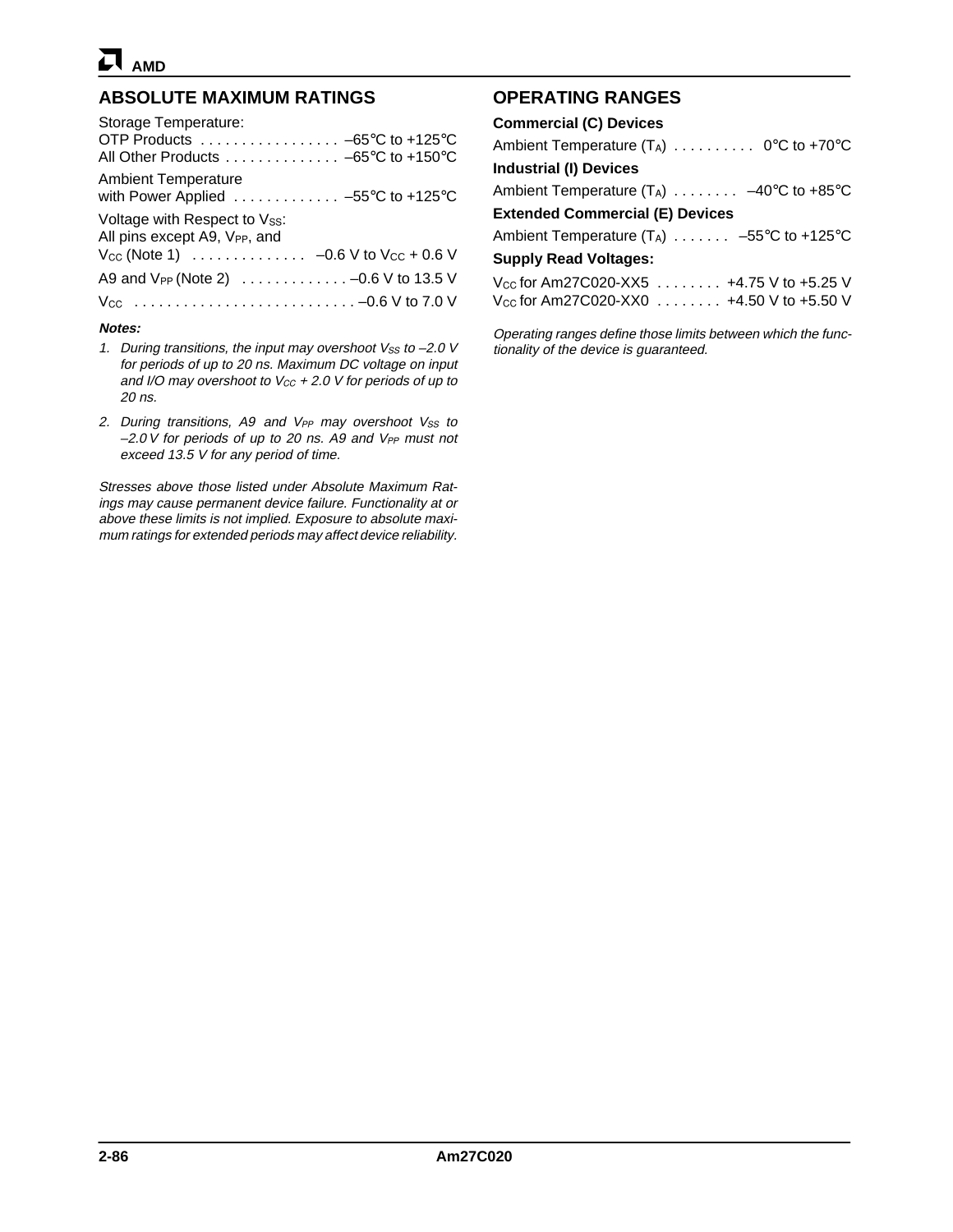## ABSOLUTE MAXIMUM RATINGS

Storage Temperature:
OTP Products . . . . . . . . . . . . . . . . . –65°C to +125°C
All Other Products . . . . . . . . . . . . . . –65°C to +150°C

Ambient Temperature
with Power Applied . . . . . . . . . . . . . –55°C to +125°C

Voltage with Respect to $V_{SS}$:
All pins except A9, $V_{PP}$, and
$V_{CC}$ (Note 1) . . . . . . . . . . . . . . –0.6 V to $V_{CC}$ + 0.6 V

A9 and $V_{PP}$ (Note 2) . . . . . . . . . . . . . –0.6 V to 13.5 V

$V_{CC}$ . . . . . . . . . . . . . . . . . . . . . . . . . . –0.6 V to 7.0 V

***Notes:***

1. *During transitions, the input may overshoot $V_{SS}$ to –2.0 V for periods of up to 20 ns. Maximum DC voltage on input and I/O may overshoot to $V_{CC}$ + 2.0 V for periods of up to 20 ns.*

2. *During transitions, A9 and $V_{PP}$ may overshoot $V_{SS}$ to –2.0 V for periods of up to 20 ns. A9 and $V_{PP}$ must not exceed 13.5 V for any period of time.*

*Stresses above those listed under Absolute Maximum Ratings may cause permanent device failure. Functionality at or above these limits is not implied. Exposure to absolute maximum ratings for extended periods may affect device reliability.*

## OPERATING RANGES

**Commercial (C) Devices**

Ambient Temperature ($T_A$) . . . . . . . . . . 0°C to +70°C

**Industrial (I) Devices**

Ambient Temperature ($T_A$) . . . . . . . . –40°C to +85°C

**Extended Commercial (E) Devices**

Ambient Temperature ($T_A$) . . . . . . . –55°C to +125°C

**Supply Read Voltages:**

$V_{CC}$ for Am27C020-XX5 . . . . . . . . +4.75 V to +5.25 V
$V_{CC}$ for Am27C020-XX0 . . . . . . . . +4.50 V to +5.50 V

*Operating ranges define those limits between which the functionality of the device is guaranteed.*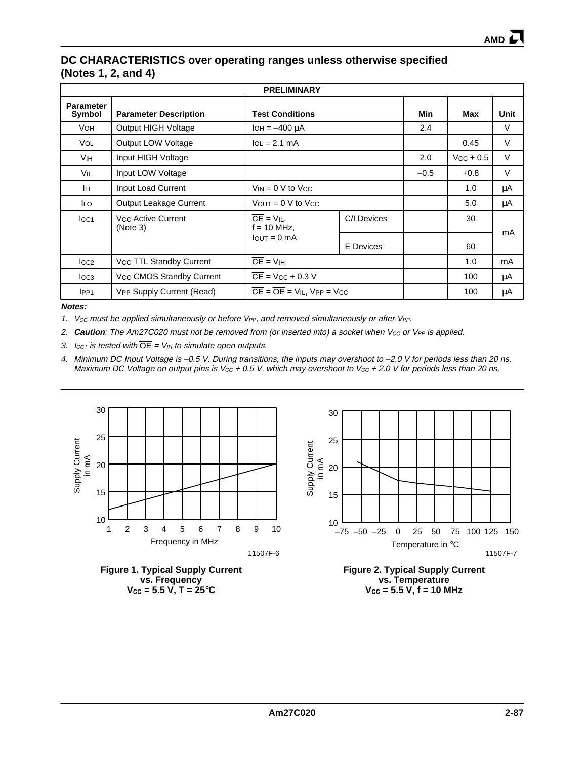## DC CHARACTERISTICS over operating ranges unless otherwise specified (Notes 1, 2, and 4)

| PRELIMINARY | | | | | | |
|---|---|---|---|---|---|---|
| **Parameter Symbol** | **Parameter Description** | **Test Conditions** | | **Min** | **Max** | **Unit** |
| $V_{OH}$ | Output HIGH Voltage | $I_{OH}$ = –400 µA | | 2.4 | | V |
| $V_{OL}$ | Output LOW Voltage | $I_{OL}$ = 2.1 mA | | | 0.45 | V |
| $V_{IH}$ | Input HIGH Voltage | | | 2.0 | $V_{CC}$ + 0.5 | V |
| $V_{IL}$ | Input LOW Voltage | | | –0.5 | +0.8 | V |
| $I_{LI}$ | Input Load Current | $V_{IN}$ = 0 V to $V_{CC}$ | | | 1.0 | µA |
| $I_{LO}$ | Output Leakage Current | $V_{OUT}$ = 0 V to $V_{CC}$ | | | 5.0 | µA |
| $I_{CC1}$ | $V_{CC}$ Active Current (Note 3) | $\overline{CE}$ = $V_{IL}$, f = 10 MHz, $I_{OUT}$ = 0 mA | C/I Devices | | 30 | mA |
| | | | E Devices | | 60 | mA |
| $I_{CC2}$ | $V_{CC}$ TTL Standby Current | $\overline{CE}$ = $V_{IH}$ | | | 1.0 | mA |
| $I_{CC3}$ | $V_{CC}$ CMOS Standby Current | $\overline{CE}$ = $V_{CC}$ + 0.3 V | | | 100 | µA |
| $I_{PP1}$ | $V_{PP}$ Supply Current (Read) | $\overline{CE}$ = $\overline{OE}$ = $V_{IL}$, $V_{PP}$ = $V_{CC}$ | | | 100 | µA |

***Notes:***

1. *$V_{CC}$ must be applied simultaneously or before $V_{PP}$, and removed simultaneously or after $V_{PP}$.*
2. ***Caution**: The Am27C020 must not be removed from (or inserted into) a socket when $V_{CC}$ or $V_{PP}$ is applied.*
3. *$I_{CC1}$ is tested with $\overline{OE}$ = $V_{IH}$ to simulate open outputs.*
4. *Minimum DC Input Voltage is –0.5 V. During transitions, the inputs may overshoot to –2.0 V for periods less than 20 ns. Maximum DC Voltage on output pins is $V_{CC}$ + 0.5 V, which may overshoot to $V_{CC}$ + 2.0 V for periods less than 20 ns.*

11507F-6

**Figure 1. Typical Supply Current vs. Frequency $V_{CC}$ = 5.5 V, T = 25°C**

11507F-7

**Figure 2. Typical Supply Current vs. Temperature $V_{CC}$ = 5.5 V, f = 10 MHz**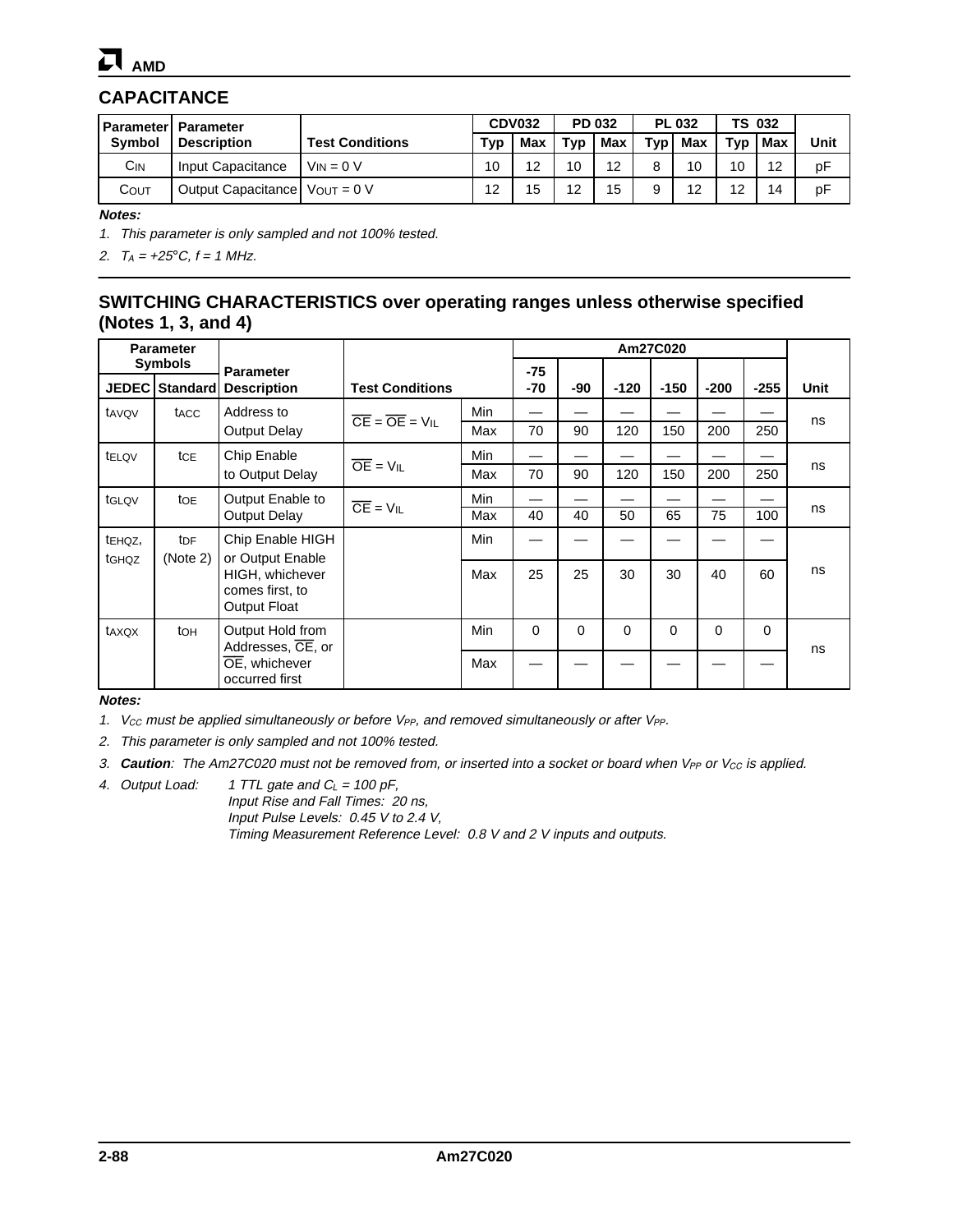## CAPACITANCE

| Parameter Symbol | Parameter Description | Test Conditions | CDV032 Typ | CDV032 Max | PD 032 Typ | PD 032 Max | PL 032 Typ | PL 032 Max | TS 032 Typ | TS 032 Max | Unit |
|---|---|---|---|---|---|---|---|---|---|---|---|
| $C_{IN}$ | Input Capacitance | $V_{IN} = 0$ V | 10 | 12 | 10 | 12 | 8 | 10 | 10 | 12 | pF |
| $C_{OUT}$ | Output Capacitance | $V_{OUT} = 0$ V | 12 | 15 | 12 | 15 | 9 | 12 | 12 | 14 | pF |

***Notes:***

*1. This parameter is only sampled and not 100% tested.*

*2. $T_A = +25°C$, f = 1 MHz.*

## SWITCHING CHARACTERISTICS over operating ranges unless otherwise specified (Notes 1, 3, and 4)

| Parameter Symbols JEDEC | Parameter Symbols Standard | Parameter Description | Test Conditions | | Am27C020 -75 -70 | -90 | -120 | -150 | -200 | -255 | Unit |
|---|---|---|---|---|---|---|---|---|---|---|---|
| $t_{AVQV}$ | $t_{ACC}$ | Address to Output Delay | $\overline{CE} = \overline{OE} = V_{IL}$ | Min | — | — | — | — | — | — | ns |
| | | | | Max | 70 | 90 | 120 | 150 | 200 | 250 | |
| $t_{ELQV}$ | $t_{CE}$ | Chip Enable to Output Delay | $\overline{OE} = V_{IL}$ | Min | — | — | — | — | — | — | ns |
| | | | | Max | 70 | 90 | 120 | 150 | 200 | 250 | |
| $t_{GLQV}$ | $t_{OE}$ | Output Enable to Output Delay | $\overline{CE} = V_{IL}$ | Min | — | — | — | — | — | — | ns |
| | | | | Max | 40 | 40 | 50 | 65 | 75 | 100 | |
| $t_{EHQZ}$, $t_{GHQZ}$ | $t_{DF}$ (Note 2) | Chip Enable HIGH or Output Enable HIGH, whichever comes first, to Output Float | | Min | — | — | — | — | — | — | ns |
| | | | | Max | 25 | 25 | 30 | 30 | 40 | 60 | |
| $t_{AXQX}$ | $t_{OH}$ | Output Hold from Addresses, $\overline{CE}$, or $\overline{OE}$, whichever occurred first | | Min | 0 | 0 | 0 | 0 | 0 | 0 | ns |
| | | | | Max | — | — | — | — | — | — | |

***Notes:***

*1. $V_{CC}$ must be applied simultaneously or before $V_{PP}$, and removed simultaneously or after $V_{PP}$.*

*2. This parameter is only sampled and not 100% tested.*

*3. **Caution**: The Am27C020 must not be removed from, or inserted into a socket or board when $V_{PP}$ or $V_{CC}$ is applied.*

*4. Output Load: 1 TTL gate and $C_L$ = 100 pF,*
*Input Rise and Fall Times: 20 ns,*
*Input Pulse Levels: 0.45 V to 2.4 V,*
*Timing Measurement Reference Level: 0.8 V and 2 V inputs and outputs.*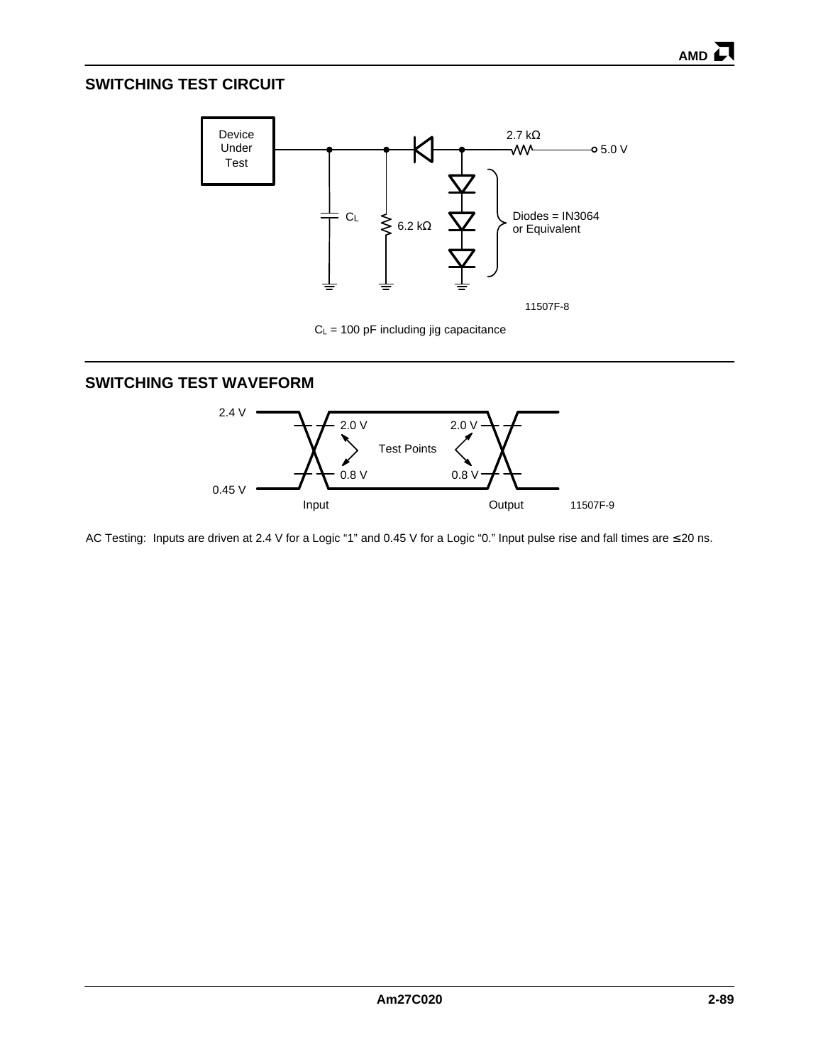## SWITCHING TEST CIRCUIT

Device Under Test

$C_L$

6.2 kΩ

2.7 kΩ

5.0 V

Diodes = IN3064 or Equivalent

11507F-8

$C_L$ = 100 pF including jig capacitance

## SWITCHING TEST WAVEFORM

2.4 V

0.45 V

2.0 V

0.8 V

Test Points

2.0 V

0.8 V

Input

Output

11507F-9

AC Testing: Inputs are driven at 2.4 V for a Logic "1" and 0.45 V for a Logic "0." Input pulse rise and fall times are ≤ 20 ns.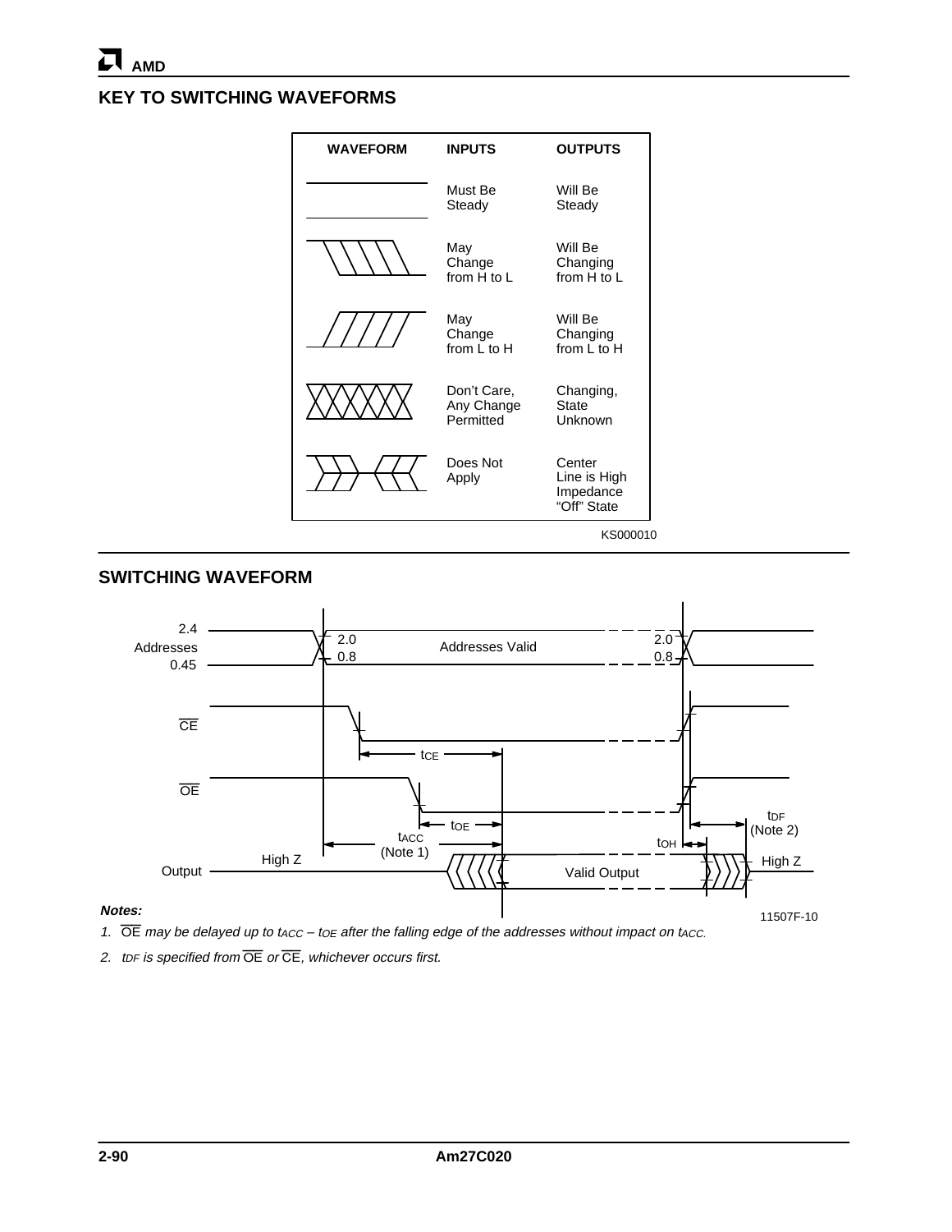## KEY TO SWITCHING WAVEFORMS

| WAVEFORM | INPUTS | OUTPUTS |
| --- | --- | --- |
| | Must Be Steady | Will Be Steady |
| | May Change from H to L | Will Be Changing from H to L |
| | May Change from L to H | Will Be Changing from L to H |
| | Don't Care, Any Change Permitted | Changing, State Unknown |
| | Does Not Apply | Center Line is High Impedance "Off" State |

KS000010

## SWITCHING WAVEFORM

2.4
Addresses
0.45
2.0
0.8
Addresses Valid
2.0
0.8
$\overline{CE}$
$t_{CE}$
$\overline{OE}$
$t_{OE}$
$t_{ACC}$
(Note 1)
$t_{DF}$
(Note 2)
$t_{OH}$
High Z
Output
Valid Output
High Z

11507F-10

***Notes:***

1. *$\overline{OE}$ may be delayed up to $t_{ACC} – t_{OE}$ after the falling edge of the addresses without impact on $t_{ACC}$.*
2. *$t_{DF}$ is specified from $\overline{OE}$ or $\overline{CE}$, whichever occurs first.*